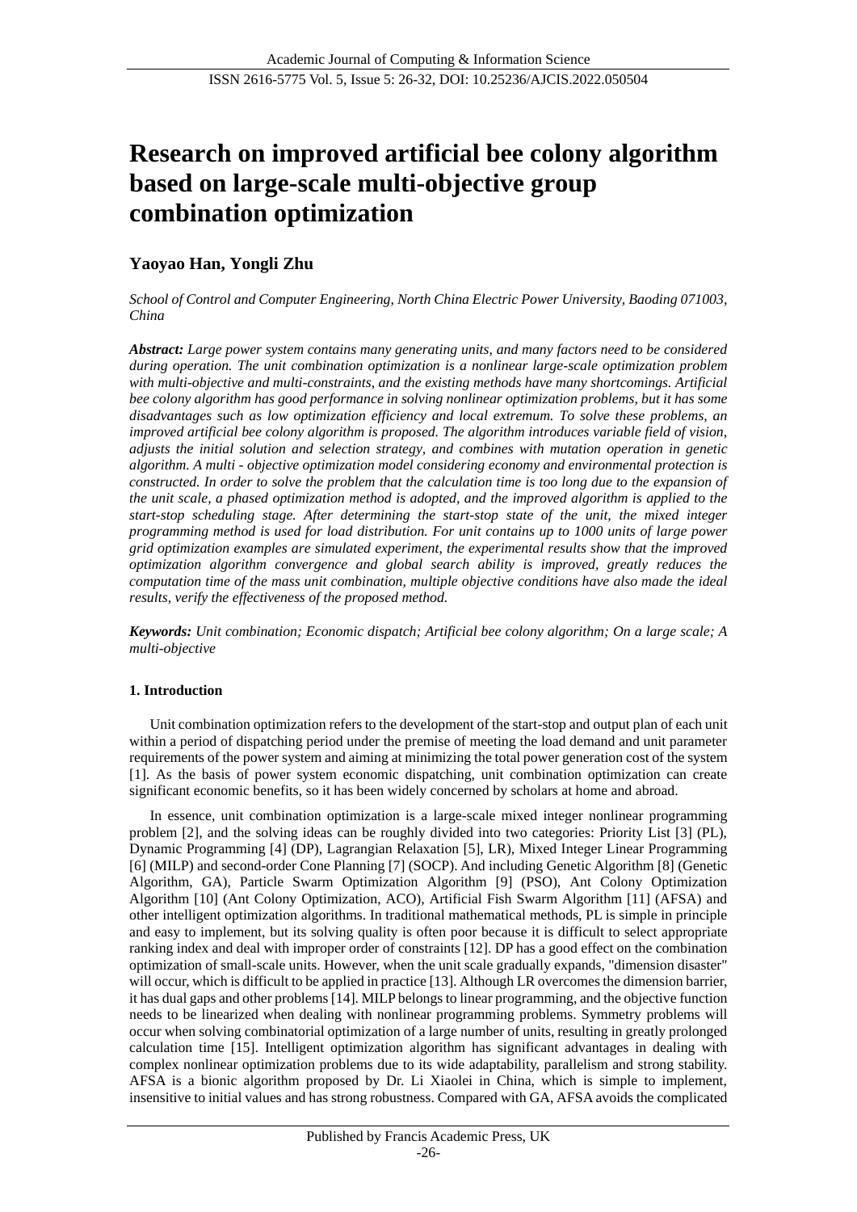# Research on improved artificial bee colony algorithm based on large-scale multi-objective group combination optimization

**Yaoyao Han, Yongli Zhu**

*School of Control and Computer Engineering, North China Electric Power University, Baoding 071003, China*

***Abstract:*** *Large power system contains many generating units, and many factors need to be considered during operation. The unit combination optimization is a nonlinear large-scale optimization problem with multi-objective and multi-constraints, and the existing methods have many shortcomings. Artificial bee colony algorithm has good performance in solving nonlinear optimization problems, but it has some disadvantages such as low optimization efficiency and local extremum. To solve these problems, an improved artificial bee colony algorithm is proposed. The algorithm introduces variable field of vision, adjusts the initial solution and selection strategy, and combines with mutation operation in genetic algorithm. A multi - objective optimization model considering economy and environmental protection is constructed. In order to solve the problem that the calculation time is too long due to the expansion of the unit scale, a phased optimization method is adopted, and the improved algorithm is applied to the start-stop scheduling stage. After determining the start-stop state of the unit, the mixed integer programming method is used for load distribution. For unit contains up to 1000 units of large power grid optimization examples are simulated experiment, the experimental results show that the improved optimization algorithm convergence and global search ability is improved, greatly reduces the computation time of the mass unit combination, multiple objective conditions have also made the ideal results, verify the effectiveness of the proposed method.*

***Keywords:*** *Unit combination; Economic dispatch; Artificial bee colony algorithm; On a large scale; A multi-objective*

## 1. Introduction

Unit combination optimization refers to the development of the start-stop and output plan of each unit within a period of dispatching period under the premise of meeting the load demand and unit parameter requirements of the power system and aiming at minimizing the total power generation cost of the system [1]. As the basis of power system economic dispatching, unit combination optimization can create significant economic benefits, so it has been widely concerned by scholars at home and abroad.

In essence, unit combination optimization is a large-scale mixed integer nonlinear programming problem [2], and the solving ideas can be roughly divided into two categories: Priority List [3] (PL), Dynamic Programming [4] (DP), Lagrangian Relaxation [5], LR), Mixed Integer Linear Programming [6] (MILP) and second-order Cone Planning [7] (SOCP). And including Genetic Algorithm [8] (Genetic Algorithm, GA), Particle Swarm Optimization Algorithm [9] (PSO), Ant Colony Optimization Algorithm [10] (Ant Colony Optimization, ACO), Artificial Fish Swarm Algorithm [11] (AFSA) and other intelligent optimization algorithms. In traditional mathematical methods, PL is simple in principle and easy to implement, but its solving quality is often poor because it is difficult to select appropriate ranking index and deal with improper order of constraints [12]. DP has a good effect on the combination optimization of small-scale units. However, when the unit scale gradually expands, "dimension disaster" will occur, which is difficult to be applied in practice [13]. Although LR overcomes the dimension barrier, it has dual gaps and other problems [14]. MILP belongs to linear programming, and the objective function needs to be linearized when dealing with nonlinear programming problems. Symmetry problems will occur when solving combinatorial optimization of a large number of units, resulting in greatly prolonged calculation time [15]. Intelligent optimization algorithm has significant advantages in dealing with complex nonlinear optimization problems due to its wide adaptability, parallelism and strong stability. AFSA is a bionic algorithm proposed by Dr. Li Xiaolei in China, which is simple to implement, insensitive to initial values and has strong robustness. Compared with GA, AFSA avoids the complicated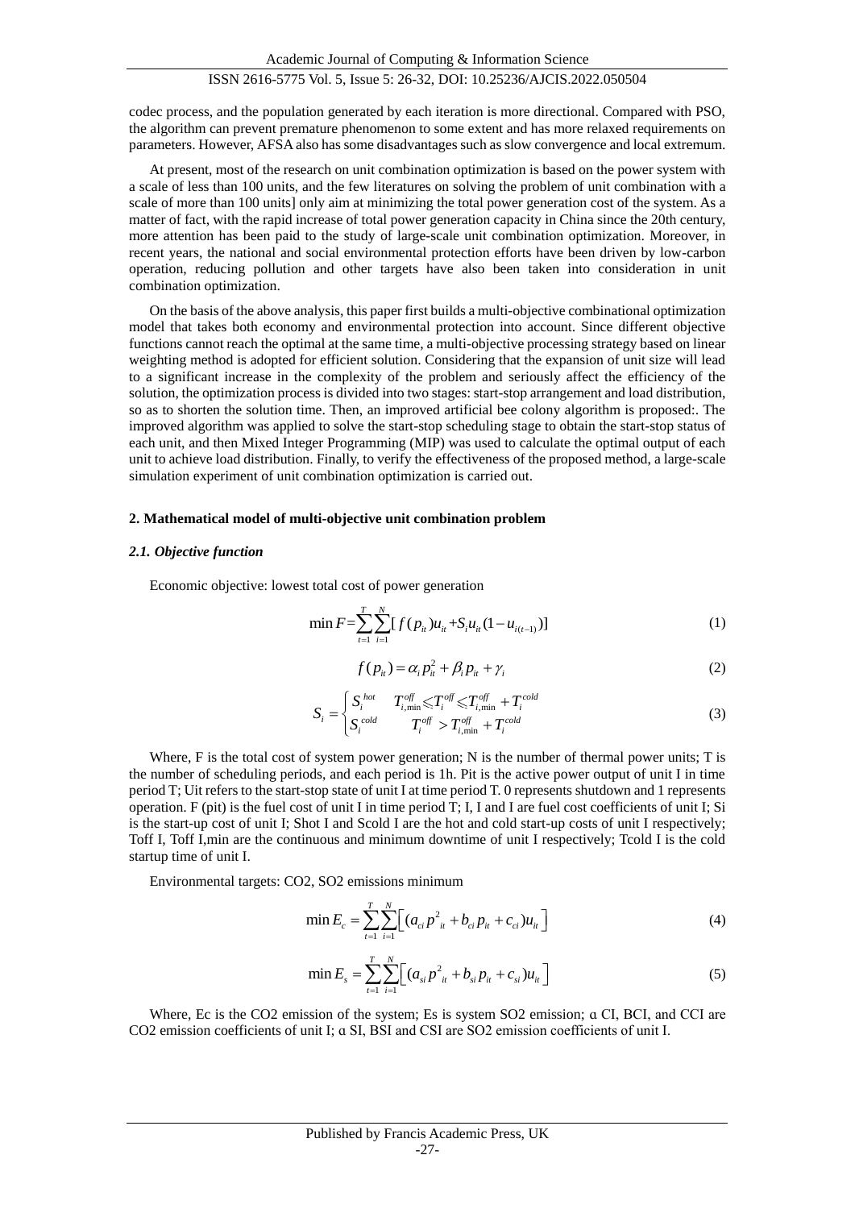codec process, and the population generated by each iteration is more directional. Compared with PSO, the algorithm can prevent premature phenomenon to some extent and has more relaxed requirements on parameters. However, AFSA also has some disadvantages such as slow convergence and local extremum.

At present, most of the research on unit combination optimization is based on the power system with a scale of less than 100 units, and the few literatures on solving the problem of unit combination with a scale of more than 100 units] only aim at minimizing the total power generation cost of the system. As a matter of fact, with the rapid increase of total power generation capacity in China since the 20th century, more attention has been paid to the study of large-scale unit combination optimization. Moreover, in recent years, the national and social environmental protection efforts have been driven by low-carbon operation, reducing pollution and other targets have also been taken into consideration in unit combination optimization.

On the basis of the above analysis, this paper first builds a multi-objective combinational optimization model that takes both economy and environmental protection into account. Since different objective functions cannot reach the optimal at the same time, a multi-objective processing strategy based on linear weighting method is adopted for efficient solution. Considering that the expansion of unit size will lead to a significant increase in the complexity of the problem and seriously affect the efficiency of the solution, the optimization process is divided into two stages: start-stop arrangement and load distribution, so as to shorten the solution time. Then, an improved artificial bee colony algorithm is proposed:. The improved algorithm was applied to solve the start-stop scheduling stage to obtain the start-stop status of each unit, and then Mixed Integer Programming (MIP) was used to calculate the optimal output of each unit to achieve load distribution. Finally, to verify the effectiveness of the proposed method, a large-scale simulation experiment of unit combination optimization is carried out.

## 2. Mathematical model of multi-objective unit combination problem

### *2.1. Objective function*

Economic objective: lowest total cost of power generation

$$\min F=\sum_{t=1}^{T}\sum_{i=1}^{N}[f(p_{it})u_{it}+S_i u_{it}(1-u_{i(t-1)})] \tag{1}$$

$$f(p_{it})=\alpha_i p_{it}^2+\beta_i p_{it}+\gamma_i \tag{2}$$

$$S_i=\begin{cases} S_i^{hot} & T_{i,\min}^{off}\leqslant T_i^{off}\leqslant T_{i,\min}^{off}+T_i^{cold} \\ S_i^{cold} & T_i^{off}>T_{i,\min}^{off}+T_i^{cold} \end{cases} \tag{3}$$

Where, F is the total cost of system power generation; N is the number of thermal power units; T is the number of scheduling periods, and each period is 1h. Pit is the active power output of unit I in time period T; Uit refers to the start-stop state of unit I at time period T. 0 represents shutdown and 1 represents operation. F (pit) is the fuel cost of unit I in time period T; I, I and I are fuel cost coefficients of unit I; Si is the start-up cost of unit I; Shot I and Scold I are the hot and cold start-up costs of unit I respectively; Toff I, Toff I,min are the continuous and minimum downtime of unit I respectively; Tcold I is the cold startup time of unit I.

Environmental targets: CO2, SO2 emissions minimum

$$\min E_c=\sum_{t=1}^{T}\sum_{i=1}^{N}\Big[(a_{ci}p^2{}_{it}+b_{ci}p_{it}+c_{ci})u_{it}\Big] \tag{4}$$

$$\min E_s=\sum_{t=1}^{T}\sum_{i=1}^{N}\Big[(a_{si}p^2{}_{it}+b_{si}p_{it}+c_{si})u_{it}\Big] \tag{5}$$

Where, Ec is the CO2 emission of the system; Es is system SO2 emission; ɑ CI, BCI, and CCI are CO2 emission coefficients of unit I; ɑ SI, BSI and CSI are SO2 emission coefficients of unit I.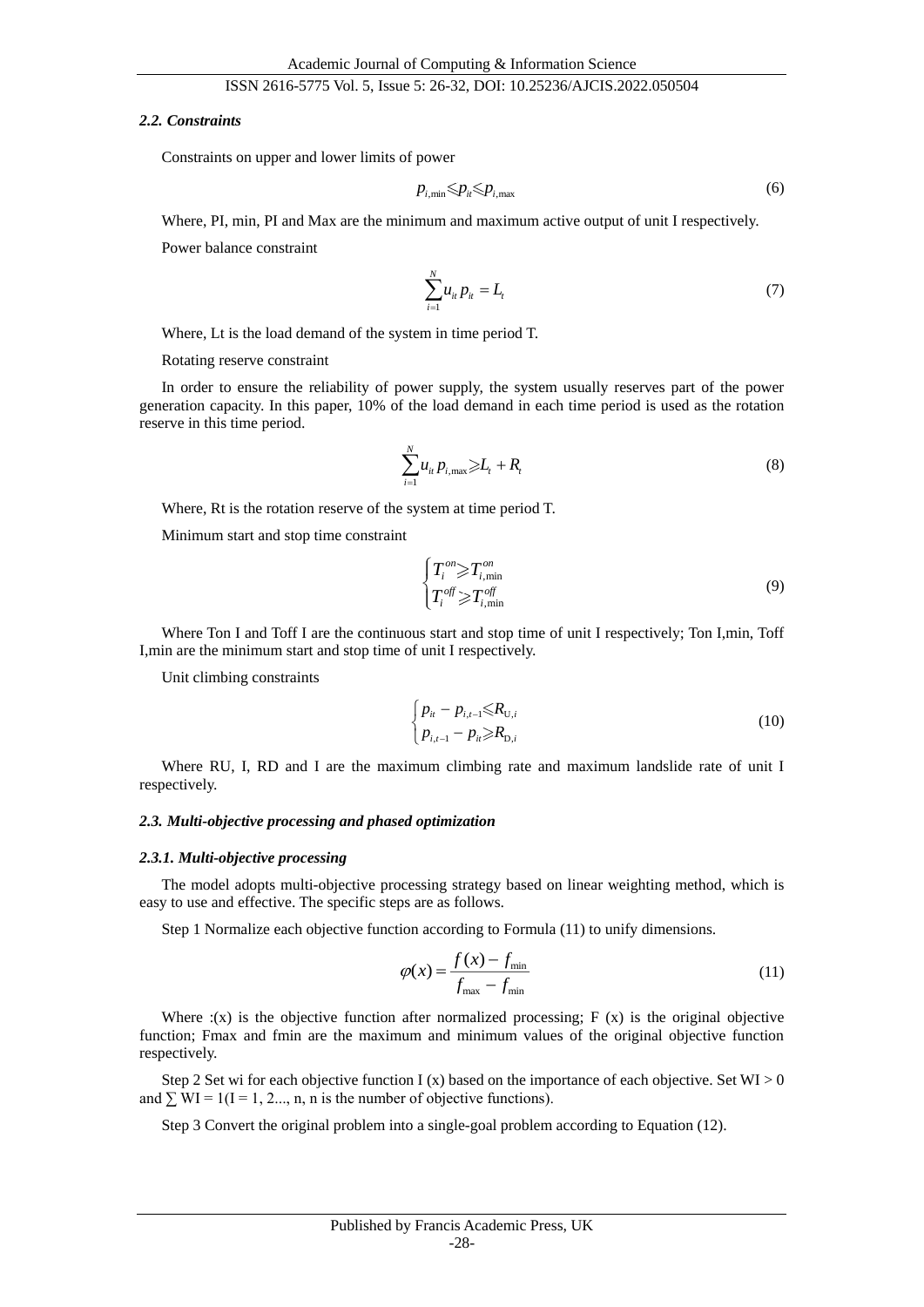### 2.2. Constraints

Constraints on upper and lower limits of power

$$p_{i,\min} \leqslant p_{it} \leqslant p_{i,\max} \tag{6}$$

Where, PI, min, PI and Max are the minimum and maximum active output of unit I respectively.

Power balance constraint

$$\sum_{i=1}^{N} u_{it} p_{it} = L_t \tag{7}$$

Where, Lt is the load demand of the system in time period T.

Rotating reserve constraint

In order to ensure the reliability of power supply, the system usually reserves part of the power generation capacity. In this paper, 10% of the load demand in each time period is used as the rotation reserve in this time period.

$$\sum_{i=1}^{N} u_{it} p_{i,\max} \geqslant L_t + R_t \tag{8}$$

Where, Rt is the rotation reserve of the system at time period T.

Minimum start and stop time constraint

$$\begin{cases} T_i^{on} \geqslant T_{i,\min}^{on} \\ T_i^{off} \geqslant T_{i,\min}^{off} \end{cases} \tag{9}$$

Where Ton I and Toff I are the continuous start and stop time of unit I respectively; Ton I,min, Toff I,min are the minimum start and stop time of unit I respectively.

Unit climbing constraints

$$\begin{cases} p_{it} - p_{i,t-1} \leqslant R_{\mathrm{U},i} \\ p_{i,t-1} - p_{it} \geqslant R_{\mathrm{D},i} \end{cases} \tag{10}$$

Where RU, I, RD and I are the maximum climbing rate and maximum landslide rate of unit I respectively.

### 2.3. Multi-objective processing and phased optimization

#### 2.3.1. Multi-objective processing

The model adopts multi-objective processing strategy based on linear weighting method, which is easy to use and effective. The specific steps are as follows.

Step 1 Normalize each objective function according to Formula (11) to unify dimensions.

$$\varphi(x) = \frac{f(x) - f_{\min}}{f_{\max} - f_{\min}} \tag{11}$$

Where :(x) is the objective function after normalized processing; F (x) is the original objective function; Fmax and fmin are the maximum and minimum values of the original objective function respectively.

Step 2 Set wi for each objective function I (x) based on the importance of each objective. Set WI > 0 and ∑ WI = 1(I = 1, 2..., n, n is the number of objective functions).

Step 3 Convert the original problem into a single-goal problem according to Equation (12).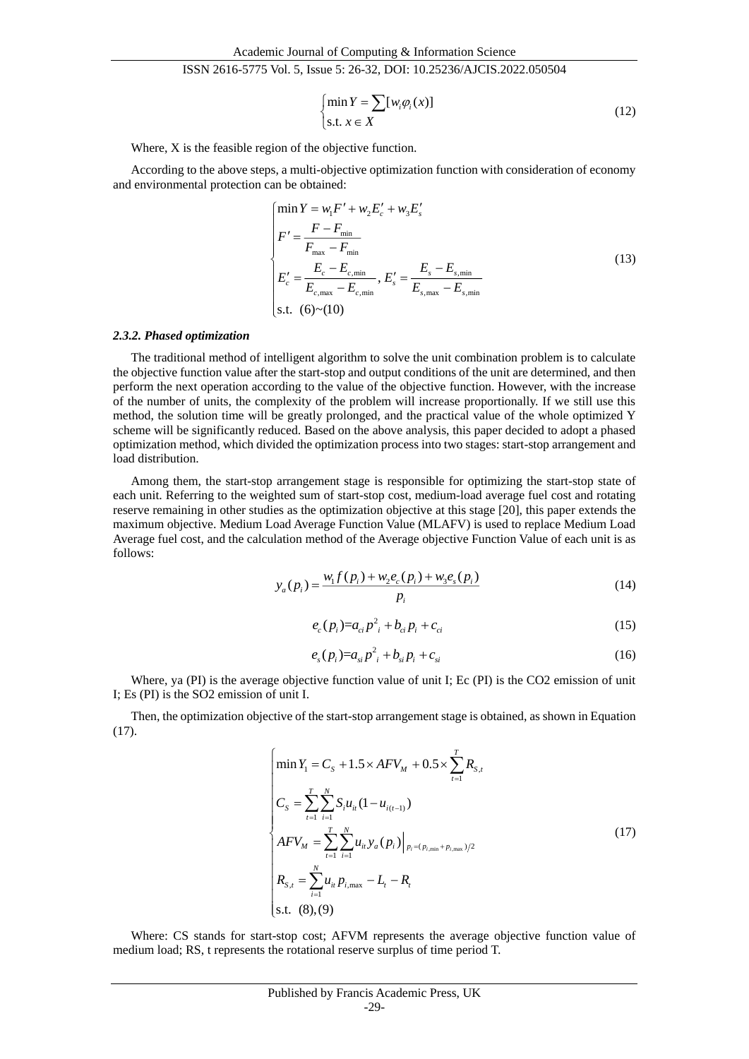$$\begin{cases}\min Y=\sum[w_i\varphi_i(x)]\\ \text{s.t. } x\in X\end{cases} \tag{12}$$

Where, X is the feasible region of the objective function.

According to the above steps, a multi-objective optimization function with consideration of economy and environmental protection can be obtained:

$$\begin{cases}\min Y=w_1F'+w_2E_c'+w_3E_s'\\ F'=\dfrac{F-F_{\min}}{F_{\max}-F_{\min}}\\ E_c'=\dfrac{E_c-E_{c,\min}}{E_{c,\max}-E_{c,\min}},\ E_s'=\dfrac{E_s-E_{s,\min}}{E_{s,\max}-E_{s,\min}}\\ \text{s.t. } (6)\sim(10)\end{cases} \tag{13}$$

#### *2.3.2. Phased optimization*

The traditional method of intelligent algorithm to solve the unit combination problem is to calculate the objective function value after the start-stop and output conditions of the unit are determined, and then perform the next operation according to the value of the objective function. However, with the increase of the number of units, the complexity of the problem will increase proportionally. If we still use this method, the solution time will be greatly prolonged, and the practical value of the whole optimized Y scheme will be significantly reduced. Based on the above analysis, this paper decided to adopt a phased optimization method, which divided the optimization process into two stages: start-stop arrangement and load distribution.

Among them, the start-stop arrangement stage is responsible for optimizing the start-stop state of each unit. Referring to the weighted sum of start-stop cost, medium-load average fuel cost and rotating reserve remaining in other studies as the optimization objective at this stage [20], this paper extends the maximum objective. Medium Load Average Function Value (MLAFV) is used to replace Medium Load Average fuel cost, and the calculation method of the Average objective Function Value of each unit is as follows:

$$y_a(p_i)=\frac{w_1f(p_i)+w_2e_c(p_i)+w_3e_s(p_i)}{p_i} \tag{14}$$

$$e_c(p_i)=a_{ci}p_i^2+b_{ci}p_i+c_{ci} \tag{15}$$

$$e_s(p_i)=a_{si}p_i^2+b_{si}p_i+c_{si} \tag{16}$$

Where, ya (PI) is the average objective function value of unit I; Ec (PI) is the CO2 emission of unit I; Es (PI) is the SO2 emission of unit I.

Then, the optimization objective of the start-stop arrangement stage is obtained, as shown in Equation (17).

$$\begin{cases}\min Y_1=C_S+1.5\times AFV_M+0.5\times\sum_{t=1}^{T}R_{S,t}\\ C_S=\sum_{t=1}^{T}\sum_{i=1}^{N}S_iu_{it}(1-u_{i(t-1)})\\ AFV_M=\sum_{t=1}^{T}\sum_{i=1}^{N}u_{it}y_a(p_i)\Big|_{p_i=(p_{i,\min}+p_{i,\max})/2}\\ R_{S,t}=\sum_{i=1}^{N}u_{it}p_{i,\max}-L_t-R_t\\ \text{s.t. } (8),(9)\end{cases} \tag{17}$$

Where: CS stands for start-stop cost; AFVM represents the average objective function value of medium load; RS, t represents the rotational reserve surplus of time period T.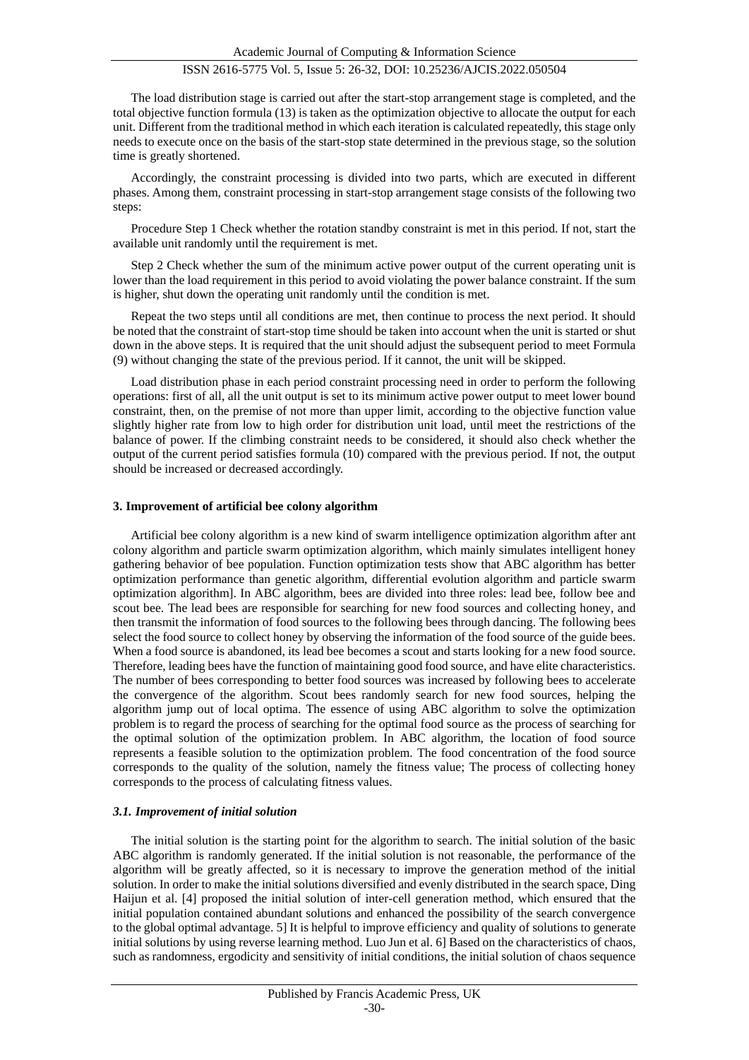The load distribution stage is carried out after the start-stop arrangement stage is completed, and the total objective function formula (13) is taken as the optimization objective to allocate the output for each unit. Different from the traditional method in which each iteration is calculated repeatedly, this stage only needs to execute once on the basis of the start-stop state determined in the previous stage, so the solution time is greatly shortened.

Accordingly, the constraint processing is divided into two parts, which are executed in different phases. Among them, constraint processing in start-stop arrangement stage consists of the following two steps:

Procedure Step 1 Check whether the rotation standby constraint is met in this period. If not, start the available unit randomly until the requirement is met.

Step 2 Check whether the sum of the minimum active power output of the current operating unit is lower than the load requirement in this period to avoid violating the power balance constraint. If the sum is higher, shut down the operating unit randomly until the condition is met.

Repeat the two steps until all conditions are met, then continue to process the next period. It should be noted that the constraint of start-stop time should be taken into account when the unit is started or shut down in the above steps. It is required that the unit should adjust the subsequent period to meet Formula (9) without changing the state of the previous period. If it cannot, the unit will be skipped.

Load distribution phase in each period constraint processing need in order to perform the following operations: first of all, all the unit output is set to its minimum active power output to meet lower bound constraint, then, on the premise of not more than upper limit, according to the objective function value slightly higher rate from low to high order for distribution unit load, until meet the restrictions of the balance of power. If the climbing constraint needs to be considered, it should also check whether the output of the current period satisfies formula (10) compared with the previous period. If not, the output should be increased or decreased accordingly.

## 3. Improvement of artificial bee colony algorithm

Artificial bee colony algorithm is a new kind of swarm intelligence optimization algorithm after ant colony algorithm and particle swarm optimization algorithm, which mainly simulates intelligent honey gathering behavior of bee population. Function optimization tests show that ABC algorithm has better optimization performance than genetic algorithm, differential evolution algorithm and particle swarm optimization algorithm]. In ABC algorithm, bees are divided into three roles: lead bee, follow bee and scout bee. The lead bees are responsible for searching for new food sources and collecting honey, and then transmit the information of food sources to the following bees through dancing. The following bees select the food source to collect honey by observing the information of the food source of the guide bees. When a food source is abandoned, its lead bee becomes a scout and starts looking for a new food source. Therefore, leading bees have the function of maintaining good food source, and have elite characteristics. The number of bees corresponding to better food sources was increased by following bees to accelerate the convergence of the algorithm. Scout bees randomly search for new food sources, helping the algorithm jump out of local optima. The essence of using ABC algorithm to solve the optimization problem is to regard the process of searching for the optimal food source as the process of searching for the optimal solution of the optimization problem. In ABC algorithm, the location of food source represents a feasible solution to the optimization problem. The food concentration of the food source corresponds to the quality of the solution, namely the fitness value; The process of collecting honey corresponds to the process of calculating fitness values.

### *3.1. Improvement of initial solution*

The initial solution is the starting point for the algorithm to search. The initial solution of the basic ABC algorithm is randomly generated. If the initial solution is not reasonable, the performance of the algorithm will be greatly affected, so it is necessary to improve the generation method of the initial solution. In order to make the initial solutions diversified and evenly distributed in the search space, Ding Haijun et al. [4] proposed the initial solution of inter-cell generation method, which ensured that the initial population contained abundant solutions and enhanced the possibility of the search convergence to the global optimal advantage. 5] It is helpful to improve efficiency and quality of solutions to generate initial solutions by using reverse learning method. Luo Jun et al. 6] Based on the characteristics of chaos, such as randomness, ergodicity and sensitivity of initial conditions, the initial solution of chaos sequence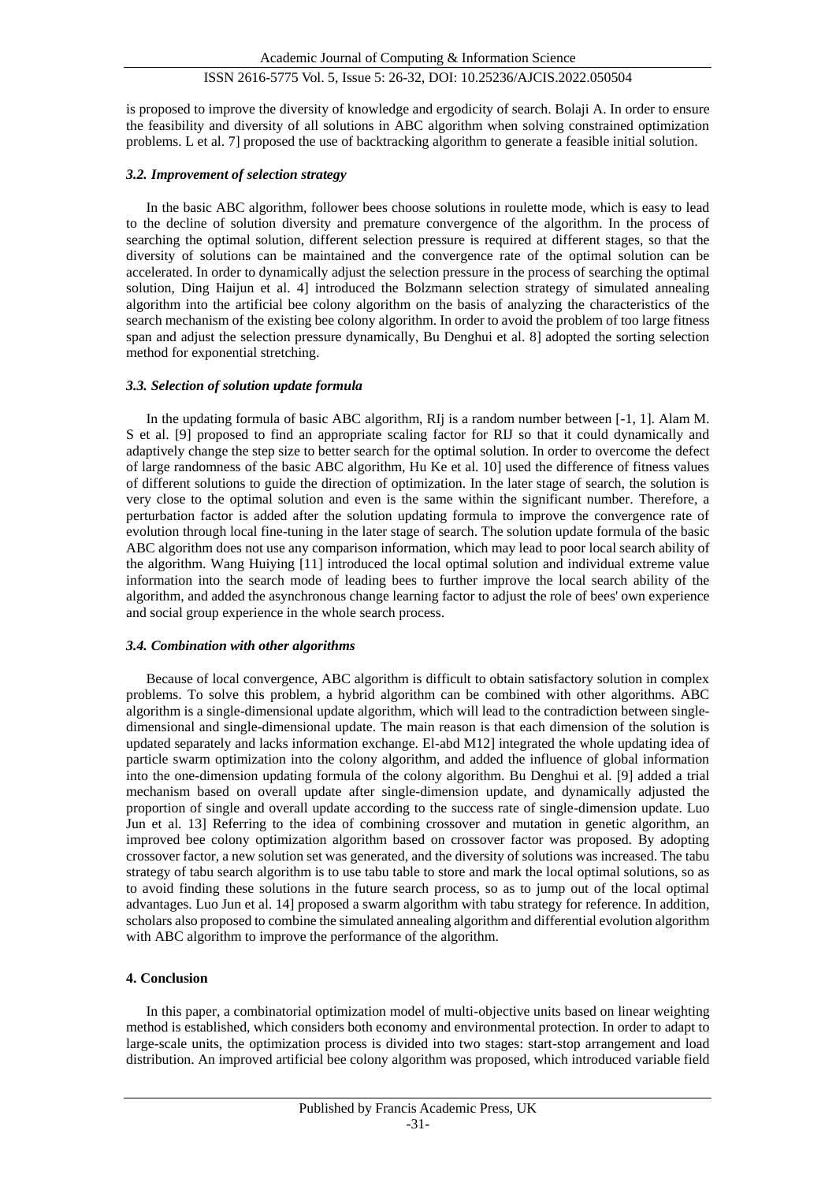is proposed to improve the diversity of knowledge and ergodicity of search. Bolaji A. In order to ensure the feasibility and diversity of all solutions in ABC algorithm when solving constrained optimization problems. L et al. 7] proposed the use of backtracking algorithm to generate a feasible initial solution.

### *3.2. Improvement of selection strategy*

In the basic ABC algorithm, follower bees choose solutions in roulette mode, which is easy to lead to the decline of solution diversity and premature convergence of the algorithm. In the process of searching the optimal solution, different selection pressure is required at different stages, so that the diversity of solutions can be maintained and the convergence rate of the optimal solution can be accelerated. In order to dynamically adjust the selection pressure in the process of searching the optimal solution, Ding Haijun et al. 4] introduced the Bolzmann selection strategy of simulated annealing algorithm into the artificial bee colony algorithm on the basis of analyzing the characteristics of the search mechanism of the existing bee colony algorithm. In order to avoid the problem of too large fitness span and adjust the selection pressure dynamically, Bu Denghui et al. 8] adopted the sorting selection method for exponential stretching.

### *3.3. Selection of solution update formula*

In the updating formula of basic ABC algorithm, RIj is a random number between [-1, 1]. Alam M. S et al. [9] proposed to find an appropriate scaling factor for RIJ so that it could dynamically and adaptively change the step size to better search for the optimal solution. In order to overcome the defect of large randomness of the basic ABC algorithm, Hu Ke et al. 10] used the difference of fitness values of different solutions to guide the direction of optimization. In the later stage of search, the solution is very close to the optimal solution and even is the same within the significant number. Therefore, a perturbation factor is added after the solution updating formula to improve the convergence rate of evolution through local fine-tuning in the later stage of search. The solution update formula of the basic ABC algorithm does not use any comparison information, which may lead to poor local search ability of the algorithm. Wang Huiying [11] introduced the local optimal solution and individual extreme value information into the search mode of leading bees to further improve the local search ability of the algorithm, and added the asynchronous change learning factor to adjust the role of bees' own experience and social group experience in the whole search process.

### *3.4. Combination with other algorithms*

Because of local convergence, ABC algorithm is difficult to obtain satisfactory solution in complex problems. To solve this problem, a hybrid algorithm can be combined with other algorithms. ABC algorithm is a single-dimensional update algorithm, which will lead to the contradiction between single-dimensional and single-dimensional update. The main reason is that each dimension of the solution is updated separately and lacks information exchange. El-abd M12] integrated the whole updating idea of particle swarm optimization into the colony algorithm, and added the influence of global information into the one-dimension updating formula of the colony algorithm. Bu Denghui et al. [9] added a trial mechanism based on overall update after single-dimension update, and dynamically adjusted the proportion of single and overall update according to the success rate of single-dimension update. Luo Jun et al. 13] Referring to the idea of combining crossover and mutation in genetic algorithm, an improved bee colony optimization algorithm based on crossover factor was proposed. By adopting crossover factor, a new solution set was generated, and the diversity of solutions was increased. The tabu strategy of tabu search algorithm is to use tabu table to store and mark the local optimal solutions, so as to avoid finding these solutions in the future search process, so as to jump out of the local optimal advantages. Luo Jun et al. 14] proposed a swarm algorithm with tabu strategy for reference. In addition, scholars also proposed to combine the simulated annealing algorithm and differential evolution algorithm with ABC algorithm to improve the performance of the algorithm.

## 4. Conclusion

In this paper, a combinatorial optimization model of multi-objective units based on linear weighting method is established, which considers both economy and environmental protection. In order to adapt to large-scale units, the optimization process is divided into two stages: start-stop arrangement and load distribution. An improved artificial bee colony algorithm was proposed, which introduced variable field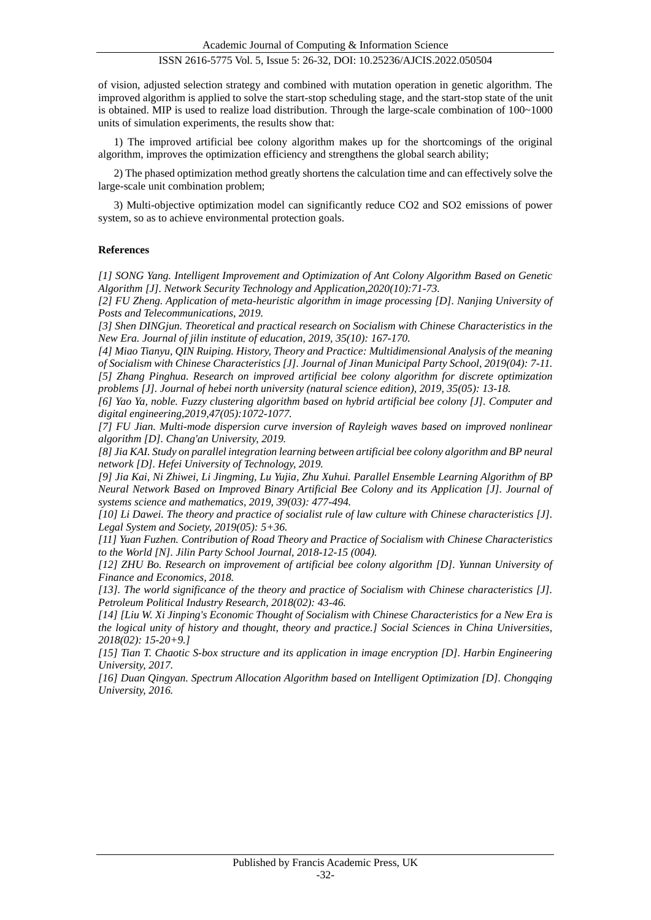of vision, adjusted selection strategy and combined with mutation operation in genetic algorithm. The improved algorithm is applied to solve the start-stop scheduling stage, and the start-stop state of the unit is obtained. MIP is used to realize load distribution. Through the large-scale combination of 100~1000 units of simulation experiments, the results show that:

1) The improved artificial bee colony algorithm makes up for the shortcomings of the original algorithm, improves the optimization efficiency and strengthens the global search ability;

2) The phased optimization method greatly shortens the calculation time and can effectively solve the large-scale unit combination problem;

3) Multi-objective optimization model can significantly reduce $CO_2$ and $SO_2$ emissions of power system, so as to achieve environmental protection goals.

**References**

*[1] SONG Yang. Intelligent Improvement and Optimization of Ant Colony Algorithm Based on Genetic Algorithm [J]. Network Security Technology and Application,2020(10):71-73.*

*[2] FU Zheng. Application of meta-heuristic algorithm in image processing [D]. Nanjing University of Posts and Telecommunications, 2019.*

*[3] Shen DINGjun. Theoretical and practical research on Socialism with Chinese Characteristics in the New Era. Journal of jilin institute of education, 2019, 35(10): 167-170.*

*[4] Miao Tianyu, QIN Ruiping. History, Theory and Practice: Multidimensional Analysis of the meaning of Socialism with Chinese Characteristics [J]. Journal of Jinan Municipal Party School, 2019(04): 7-11.*

*[5] Zhang Pinghua. Research on improved artificial bee colony algorithm for discrete optimization problems [J]. Journal of hebei north university (natural science edition), 2019, 35(05): 13-18.*

*[6] Yao Ya, noble. Fuzzy clustering algorithm based on hybrid artificial bee colony [J]. Computer and digital engineering,2019,47(05):1072-1077.*

*[7] FU Jian. Multi-mode dispersion curve inversion of Rayleigh waves based on improved nonlinear algorithm [D]. Chang'an University, 2019.*

*[8] Jia KAI. Study on parallel integration learning between artificial bee colony algorithm and BP neural network [D]. Hefei University of Technology, 2019.*

*[9] Jia Kai, Ni Zhiwei, Li Jingming, Lu Yujia, Zhu Xuhui. Parallel Ensemble Learning Algorithm of BP Neural Network Based on Improved Binary Artificial Bee Colony and its Application [J]. Journal of systems science and mathematics, 2019, 39(03): 477-494.*

*[10] Li Dawei. The theory and practice of socialist rule of law culture with Chinese characteristics [J]. Legal System and Society, 2019(05): 5+36.*

*[11] Yuan Fuzhen. Contribution of Road Theory and Practice of Socialism with Chinese Characteristics to the World [N]. Jilin Party School Journal, 2018-12-15 (004).*

*[12] ZHU Bo. Research on improvement of artificial bee colony algorithm [D]. Yunnan University of Finance and Economics, 2018.*

*[13]. The world significance of the theory and practice of Socialism with Chinese characteristics [J]. Petroleum Political Industry Research, 2018(02): 43-46.*

*[14] [Liu W. Xi Jinping's Economic Thought of Socialism with Chinese Characteristics for a New Era is the logical unity of history and thought, theory and practice.] Social Sciences in China Universities, 2018(02): 15-20+9.]*

*[15] Tian T. Chaotic S-box structure and its application in image encryption [D]. Harbin Engineering University, 2017.*

*[16] Duan Qingyan. Spectrum Allocation Algorithm based on Intelligent Optimization [D]. Chongqing University, 2016.*